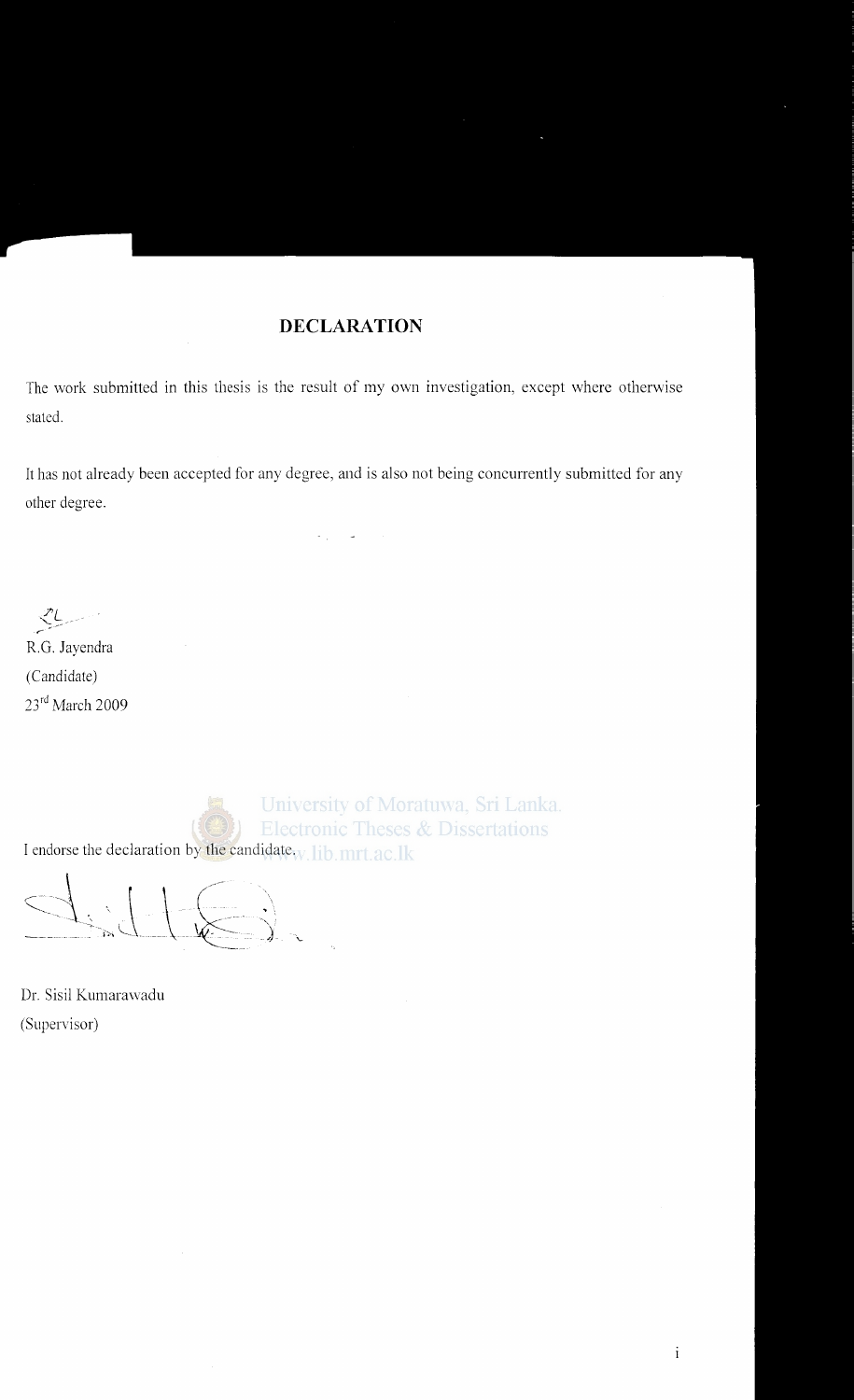# DECLARATION

The work submitted in this thesis is the result of my own investigation, except where otherwise stated.

It has not already been accepted for any degree, and is also not being concurrently submitted for any other degree.

R.G. Jayendra
(Candidate)
23rd March 2009

I endorse the declaration by the candidate.

Dr. Sisil Kumarawadu
(Supervisor)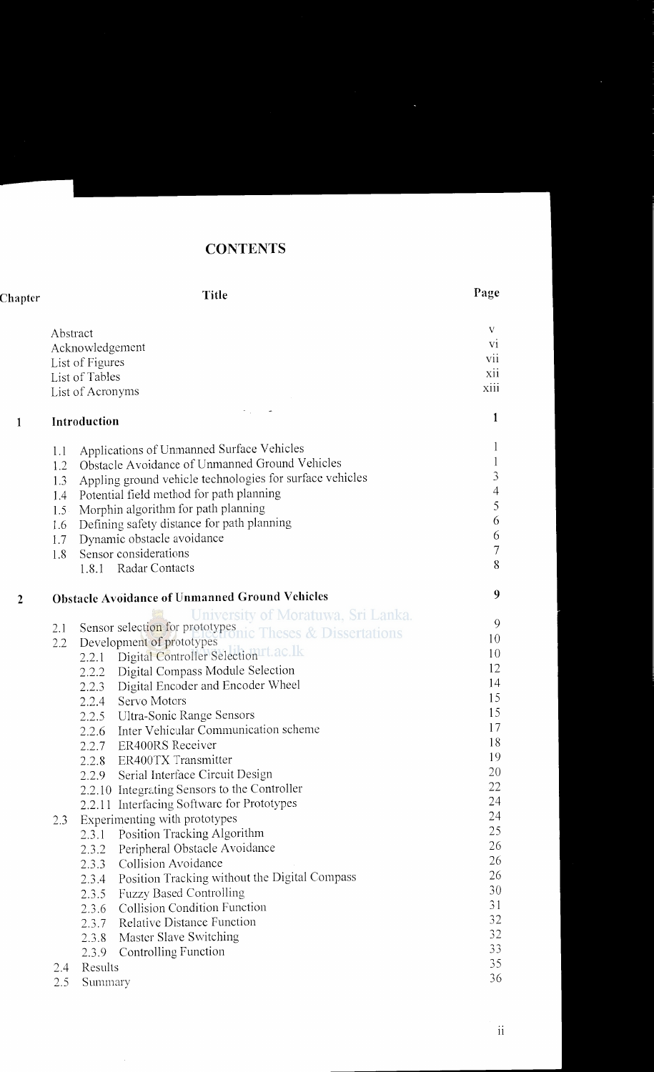# CONTENTS

| Chapter | Title | Page |
|---|---|---|
| | Abstract | v |
| | Acknowledgement | vi |
| | List of Figures | vii |
| | List of Tables | xii |
| | List of Acronyms | xiii |
| **1** | **Introduction** | **1** |
| | 1.1 Applications of Unmanned Surface Vehicles | 1 |
| | 1.2 Obstacle Avoidance of Unmanned Ground Vehicles | 1 |
| | 1.3 Appling ground vehicle technologies for surface vehicles | 3 |
| | 1.4 Potential field method for path planning | 4 |
| | 1.5 Morphin algorithm for path planning | 5 |
| | 1.6 Defining safety distance for path planning | 6 |
| | 1.7 Dynamic obstacle avoidance | 6 |
| | 1.8 Sensor considerations | 7 |
| | 1.8.1 Radar Contacts | 8 |
| **2** | **Obstacle Avoidance of Unmanned Ground Vehicles** | **9** |
| | 2.1 Sensor selection for prototypes | 9 |
| | 2.2 Development of prototypes | 10 |
| | 2.2.1 Digital Controller Selection | 10 |
| | 2.2.2 Digital Compass Module Selection | 12 |
| | 2.2.3 Digital Encoder and Encoder Wheel | 14 |
| | 2.2.4 Servo Motors | 15 |
| | 2.2.5 Ultra-Sonic Range Sensors | 15 |
| | 2.2.6 Inter Vehicular Communication scheme | 17 |
| | 2.2.7 ER400RS Receiver | 18 |
| | 2.2.8 ER400TX Transmitter | 19 |
| | 2.2.9 Serial Interface Circuit Design | 20 |
| | 2.2.10 Integrating Sensors to the Controller | 22 |
| | 2.2.11 Interfacing Software for Prototypes | 24 |
| | 2.3 Experimenting with prototypes | 24 |
| | 2.3.1 Position Tracking Algorithm | 25 |
| | 2.3.2 Peripheral Obstacle Avoidance | 26 |
| | 2.3.3 Collision Avoidance | 26 |
| | 2.3.4 Position Tracking without the Digital Compass | 26 |
| | 2.3.5 Fuzzy Based Controlling | 30 |
| | 2.3.6 Collision Condition Function | 31 |
| | 2.3.7 Relative Distance Function | 32 |
| | 2.3.8 Master Slave Switching | 32 |
| | 2.3.9 Controlling Function | 33 |
| | 2.4 Results | 35 |
| | 2.5 Summary | 36 |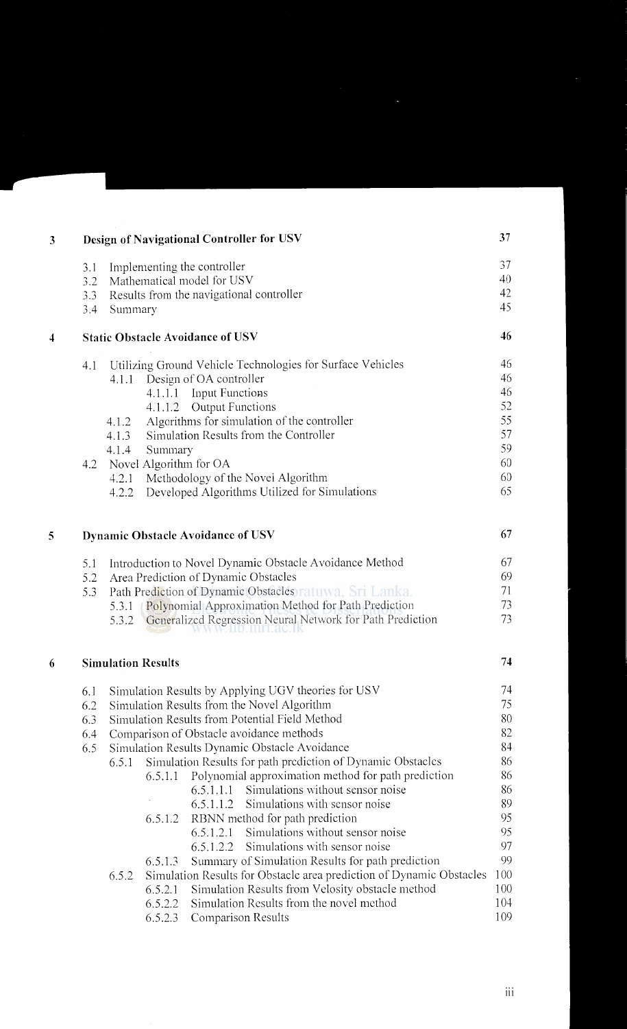| | | |
|---|---|---|
| **3** | **Design of Navigational Controller for USV** | **37** |
| | 3.1 Implementing the controller | 37 |
| | 3.2 Mathematical model for USV | 40 |
| | 3.3 Results from the navigational controller | 42 |
| | 3.4 Summary | 45 |
| **4** | **Static Obstacle Avoidance of USV** | **46** |
| | 4.1 Utilizing Ground Vehicle Technologies for Surface Vehicles | 46 |
| | 4.1.1 Design of OA controller | 46 |
| | 4.1.1.1 Input Functions | 46 |
| | 4.1.1.2 Output Functions | 52 |
| | 4.1.2 Algorithms for simulation of the controller | 55 |
| | 4.1.3 Simulation Results from the Controller | 57 |
| | 4.1.4 Summary | 59 |
| | 4.2 Novel Algorithm for OA | 60 |
| | 4.2.1 Methodology of the Novel Algorithm | 60 |
| | 4.2.2 Developed Algorithms Utilized for Simulations | 65 |
| **5** | **Dynamic Obstacle Avoidance of USV** | **67** |
| | 5.1 Introduction to Novel Dynamic Obstacle Avoidance Method | 67 |
| | 5.2 Area Prediction of Dynamic Obstacles | 69 |
| | 5.3 Path Prediction of Dynamic Obstacles | 71 |
| | 5.3.1 Polynomial Approximation Method for Path Prediction | 73 |
| | 5.3.2 Generalized Regression Neural Network for Path Prediction | 73 |
| **6** | **Simulation Results** | **74** |
| | 6.1 Simulation Results by Applying UGV theories for USV | 74 |
| | 6.2 Simulation Results from the Novel Algorithm | 75 |
| | 6.3 Simulation Results from Potential Field Method | 80 |
| | 6.4 Comparison of Obstacle avoidance methods | 82 |
| | 6.5 Simulation Results Dynamic Obstacle Avoidance | 84 |
| | 6.5.1 Simulation Results for path prediction of Dynamic Obstacles | 86 |
| | 6.5.1.1 Polynomial approximation method for path prediction | 86 |
| | 6.5.1.1.1 Simulations without sensor noise | 86 |
| | 6.5.1.1.2 Simulations with sensor noise | 89 |
| | 6.5.1.2 RBNN method for path prediction | 95 |
| | 6.5.1.2.1 Simulations without sensor noise | 95 |
| | 6.5.1.2.2 Simulations with sensor noise | 97 |
| | 6.5.1.3 Summary of Simulation Results for path prediction | 99 |
| | 6.5.2 Simulation Results for Obstacle area prediction of Dynamic Obstacles | 100 |
| | 6.5.2.1 Simulation Results from Velocity obstacle method | 100 |
| | 6.5.2.2 Simulation Results from the novel method | 104 |
| | 6.5.2.3 Comparison Results | 109 |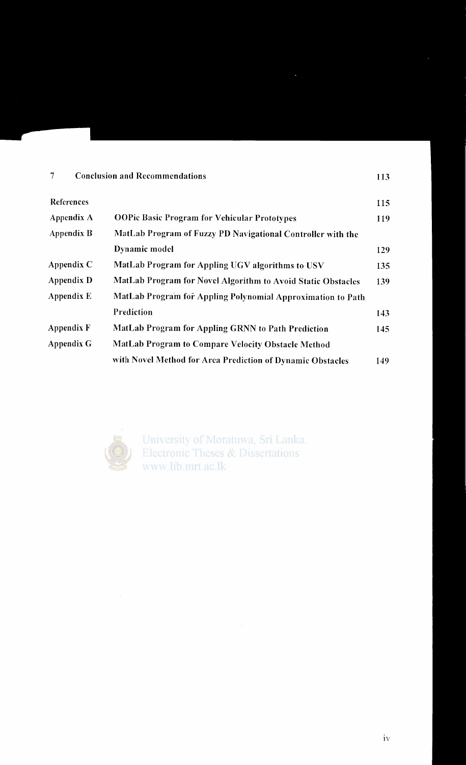| | | |
|---|---|---|
| 7 | **Conclusion and Recommendations** | 113 |
| References | | 115 |
| Appendix A | **OOPic Basic Program for Vehicular Prototypes** | 119 |
| Appendix B | **MatLab Program of Fuzzy PD Navigational Controller with the Dynamic model** | 129 |
| Appendix C | **MatLab Program for Appling UGV algorithms to USV** | 135 |
| Appendix D | **MatLab Program for Novel Algorithm to Avoid Static Obstacles** | 139 |
| Appendix E | **MatLab Program for Appling Polynomial Approximation to Path Prediction** | 143 |
| Appendix F | **MatLab Program for Appling GRNN to Path Prediction** | 145 |
| Appendix G | **MatLab Program to Compare Velocity Obstacle Method with Novel Method for Area Prediction of Dynamic Obstacles** | 149 |

University of Moratuwa, Sri Lanka.
Electronic Theses & Dissertations
www.lib.mrt.ac.lk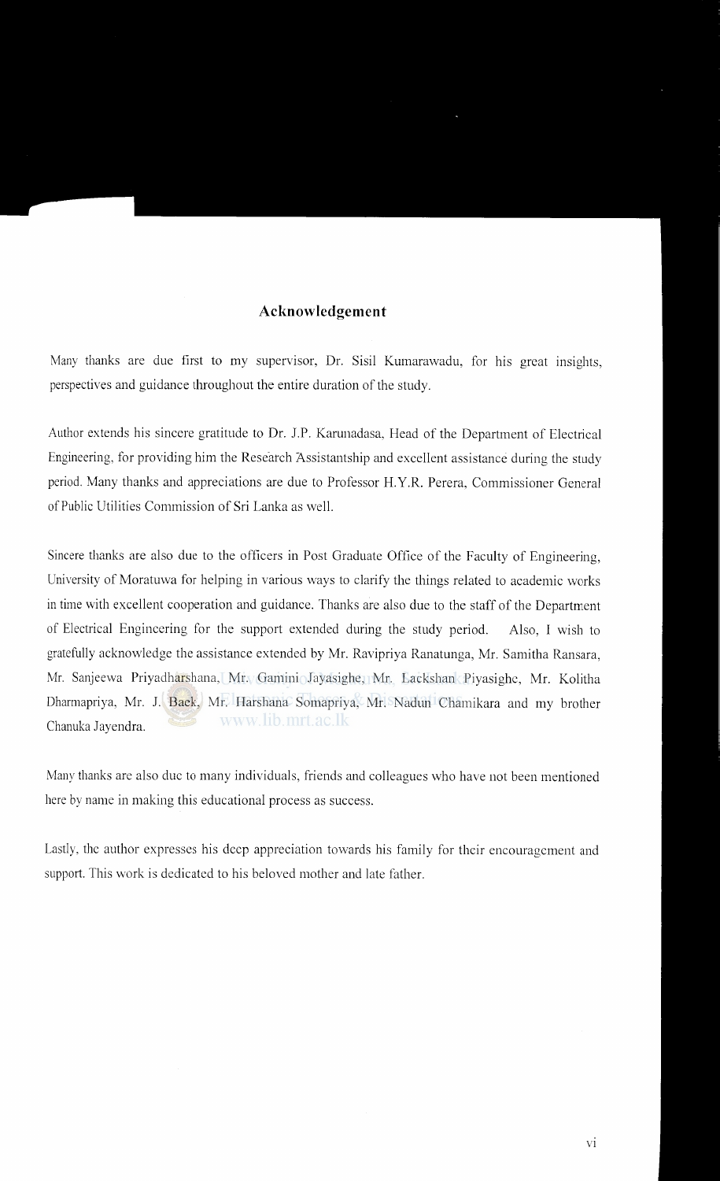## Acknowledgement

Many thanks are due first to my supervisor, Dr. Sisil Kumarawadu, for his great insights, perspectives and guidance throughout the entire duration of the study.

Author extends his sincere gratitude to Dr. J.P. Karunadasa, Head of the Department of Electrical Engineering, for providing him the Research Assistantship and excellent assistance during the study period. Many thanks and appreciations are due to Professor H.Y.R. Perera, Commissioner General of Public Utilities Commission of Sri Lanka as well.

Sincere thanks are also due to the officers in Post Graduate Office of the Faculty of Engineering, University of Moratuwa for helping in various ways to clarify the things related to academic works in time with excellent cooperation and guidance. Thanks are also due to the staff of the Department of Electrical Engineering for the support extended during the study period. Also, I wish to gratefully acknowledge the assistance extended by Mr. Ravipriya Ranatunga, Mr. Samitha Ransara, Mr. Sanjeewa Priyadharshana, Mr. Gamini Jayasighe, Mr. Lackshan Piyasighe, Mr. Kolitha Dharmapriya, Mr. J. Baek, Mr. Harshana Somapriya, Mr. Nadun Chamikara and my brother Chanuka Jayendra.

Many thanks are also due to many individuals, friends and colleagues who have not been mentioned here by name in making this educational process as success.

Lastly, the author expresses his deep appreciation towards his family for their encouragement and support. This work is dedicated to his beloved mother and late father.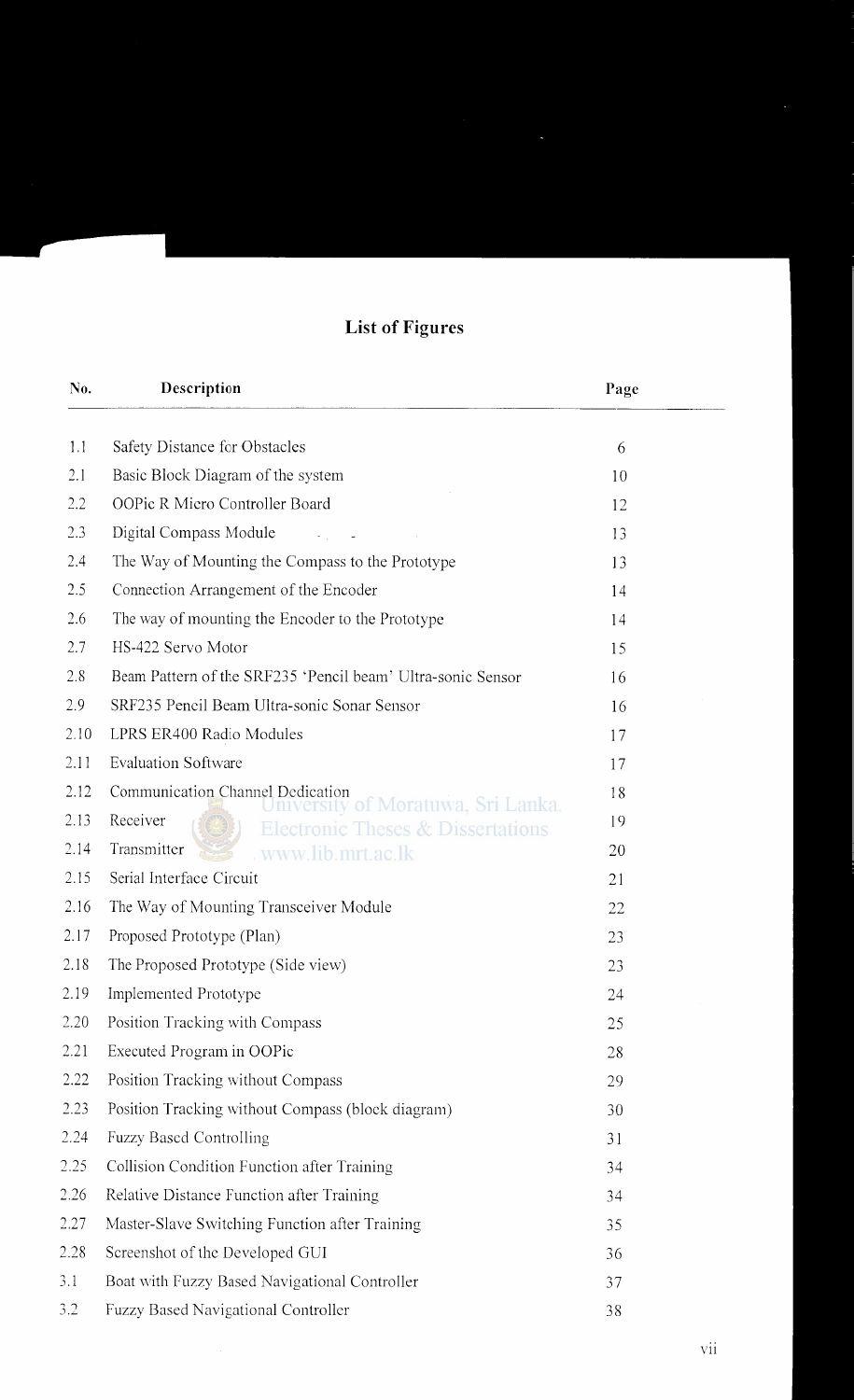# List of Figures

| No. | Description | Page |
|---|---|---|
| 1.1 | Safety Distance for Obstacles | 6 |
| 2.1 | Basic Block Diagram of the system | 10 |
| 2.2 | OOPic R Micro Controller Board | 12 |
| 2.3 | Digital Compass Module | 13 |
| 2.4 | The Way of Mounting the Compass to the Prototype | 13 |
| 2.5 | Connection Arrangement of the Encoder | 14 |
| 2.6 | The way of mounting the Encoder to the Prototype | 14 |
| 2.7 | HS-422 Servo Motor | 15 |
| 2.8 | Beam Pattern of the SRF235 'Pencil beam' Ultra-sonic Sensor | 16 |
| 2.9 | SRF235 Pencil Beam Ultra-sonic Sonar Sensor | 16 |
| 2.10 | LPRS ER400 Radio Modules | 17 |
| 2.11 | Evaluation Software | 17 |
| 2.12 | Communication Channel Dedication | 18 |
| 2.13 | Receiver | 19 |
| 2.14 | Transmitter | 20 |
| 2.15 | Serial Interface Circuit | 21 |
| 2.16 | The Way of Mounting Transceiver Module | 22 |
| 2.17 | Proposed Prototype (Plan) | 23 |
| 2.18 | The Proposed Prototype (Side view) | 23 |
| 2.19 | Implemented Prototype | 24 |
| 2.20 | Position Tracking with Compass | 25 |
| 2.21 | Executed Program in OOPic | 28 |
| 2.22 | Position Tracking without Compass | 29 |
| 2.23 | Position Tracking without Compass (block diagram) | 30 |
| 2.24 | Fuzzy Based Controlling | 31 |
| 2.25 | Collision Condition Function after Training | 34 |
| 2.26 | Relative Distance Function after Training | 34 |
| 2.27 | Master-Slave Switching Function after Training | 35 |
| 2.28 | Screenshot of the Developed GUI | 36 |
| 3.1 | Boat with Fuzzy Based Navigational Controller | 37 |
| 3.2 | Fuzzy Based Navigational Controller | 38 |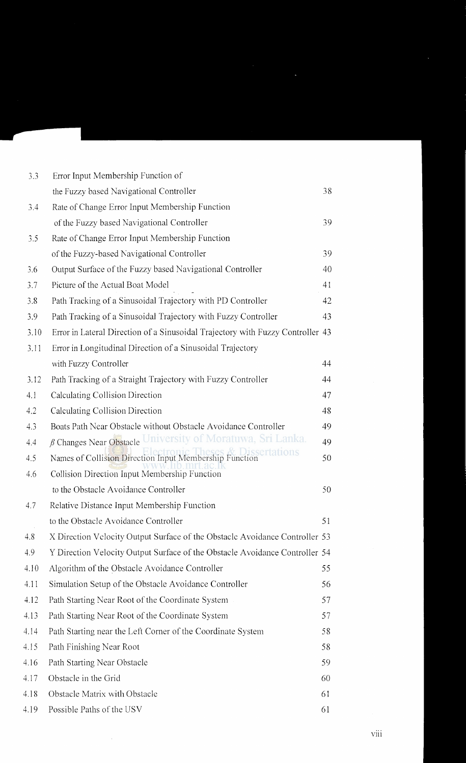| | | |
|---|---|---|
| 3.3 | Error Input Membership Function of the Fuzzy based Navigational Controller | 38 |
| 3.4 | Rate of Change Error Input Membership Function of the Fuzzy based Navigational Controller | 39 |
| 3.5 | Rate of Change Error Input Membership Function of the Fuzzy-based Navigational Controller | 39 |
| 3.6 | Output Surface of the Fuzzy based Navigational Controller | 40 |
| 3.7 | Picture of the Actual Boat Model | 41 |
| 3.8 | Path Tracking of a Sinusoidal Trajectory with PD Controller | 42 |
| 3.9 | Path Tracking of a Sinusoidal Trajectory with Fuzzy Controller | 43 |
| 3.10 | Error in Lateral Direction of a Sinusoidal Trajectory with Fuzzy Controller | 43 |
| 3.11 | Error in Longitudinal Direction of a Sinusoidal Trajectory with Fuzzy Controller | 44 |
| 3.12 | Path Tracking of a Straight Trajectory with Fuzzy Controller | 44 |
| 4.1 | Calculating Collision Direction | 47 |
| 4.2 | Calculating Collision Direction | 48 |
| 4.3 | Boats Path Near Obstacle without Obstacle Avoidance Controller | 49 |
| 4.4 | $\beta$ Changes Near Obstacle | 49 |
| 4.5 | Names of Collision Direction Input Membership Function | 50 |
| 4.6 | Collision Direction Input Membership Function to the Obstacle Avoidance Controller | 50 |
| 4.7 | Relative Distance Input Membership Function to the Obstacle Avoidance Controller | 51 |
| 4.8 | X Direction Velocity Output Surface of the Obstacle Avoidance Controller | 53 |
| 4.9 | Y Direction Velocity Output Surface of the Obstacle Avoidance Controller | 54 |
| 4.10 | Algorithm of the Obstacle Avoidance Controller | 55 |
| 4.11 | Simulation Setup of the Obstacle Avoidance Controller | 56 |
| 4.12 | Path Starting Near Root of the Coordinate System | 57 |
| 4.13 | Path Starting Near Root of the Coordinate System | 57 |
| 4.14 | Path Starting near the Left Corner of the Coordinate System | 58 |
| 4.15 | Path Finishing Near Root | 58 |
| 4.16 | Path Starting Near Obstacle | 59 |
| 4.17 | Obstacle in the Grid | 60 |
| 4.18 | Obstacle Matrix with Obstacle | 61 |
| 4.19 | Possible Paths of the USV | 61 |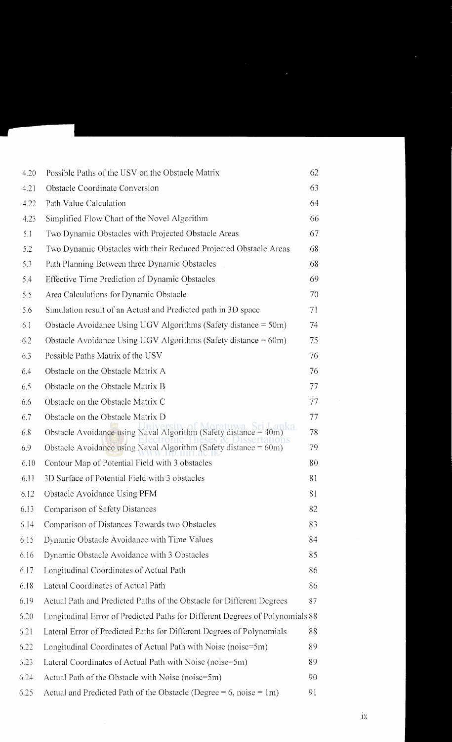| | | |
|---|---|---|
| 4.20 | Possible Paths of the USV on the Obstacle Matrix | 62 |
| 4.21 | Obstacle Coordinate Conversion | 63 |
| 4.22 | Path Value Calculation | 64 |
| 4.23 | Simplified Flow Chart of the Novel Algorithm | 66 |
| 5.1 | Two Dynamic Obstacles with Projected Obstacle Areas | 67 |
| 5.2 | Two Dynamic Obstacles with their Reduced Projected Obstacle Areas | 68 |
| 5.3 | Path Planning Between three Dynamic Obstacles | 68 |
| 5.4 | Effective Time Prediction of Dynamic Obstacles | 69 |
| 5.5 | Area Calculations for Dynamic Obstacle | 70 |
| 5.6 | Simulation result of an Actual and Predicted path in 3D space | 71 |
| 6.1 | Obstacle Avoidance Using UGV Algorithms (Safety distance = 50m) | 74 |
| 6.2 | Obstacle Avoidance Using UGV Algorithms (Safety distance = 60m) | 75 |
| 6.3 | Possible Paths Matrix of the USV | 76 |
| 6.4 | Obstacle on the Obstacle Matrix A | 76 |
| 6.5 | Obstacle on the Obstacle Matrix B | 77 |
| 6.6 | Obstacle on the Obstacle Matrix C | 77 |
| 6.7 | Obstacle on the Obstacle Matrix D | 77 |
| 6.8 | Obstacle Avoidance using Naval Algorithm (Safety distance = 40m) | 78 |
| 6.9 | Obstacle Avoidance using Naval Algorithm (Safety distance = 60m) | 79 |
| 6.10 | Contour Map of Potential Field with 3 obstacles | 80 |
| 6.11 | 3D Surface of Potential Field with 3 obstacles | 81 |
| 6.12 | Obstacle Avoidance Using PFM | 81 |
| 6.13 | Comparison of Safety Distances | 82 |
| 6.14 | Comparison of Distances Towards two Obstacles | 83 |
| 6.15 | Dynamic Obstacle Avoidance with Time Values | 84 |
| 6.16 | Dynamic Obstacle Avoidance with 3 Obstacles | 85 |
| 6.17 | Longitudinal Coordinates of Actual Path | 86 |
| 6.18 | Lateral Coordinates of Actual Path | 86 |
| 6.19 | Actual Path and Predicted Paths of the Obstacle for Different Degrees | 87 |
| 6.20 | Longitudinal Error of Predicted Paths for Different Degrees of Polynomials | 88 |
| 6.21 | Lateral Error of Predicted Paths for Different Degrees of Polynomials | 88 |
| 6.22 | Longitudinal Coordinates of Actual Path with Noise (noise=5m) | 89 |
| 6.23 | Lateral Coordinates of Actual Path with Noise (noise=5m) | 89 |
| 6.24 | Actual Path of the Obstacle with Noise (noise=5m) | 90 |
| 6.25 | Actual and Predicted Path of the Obstacle (Degree = 6, noise = 1m) | 91 |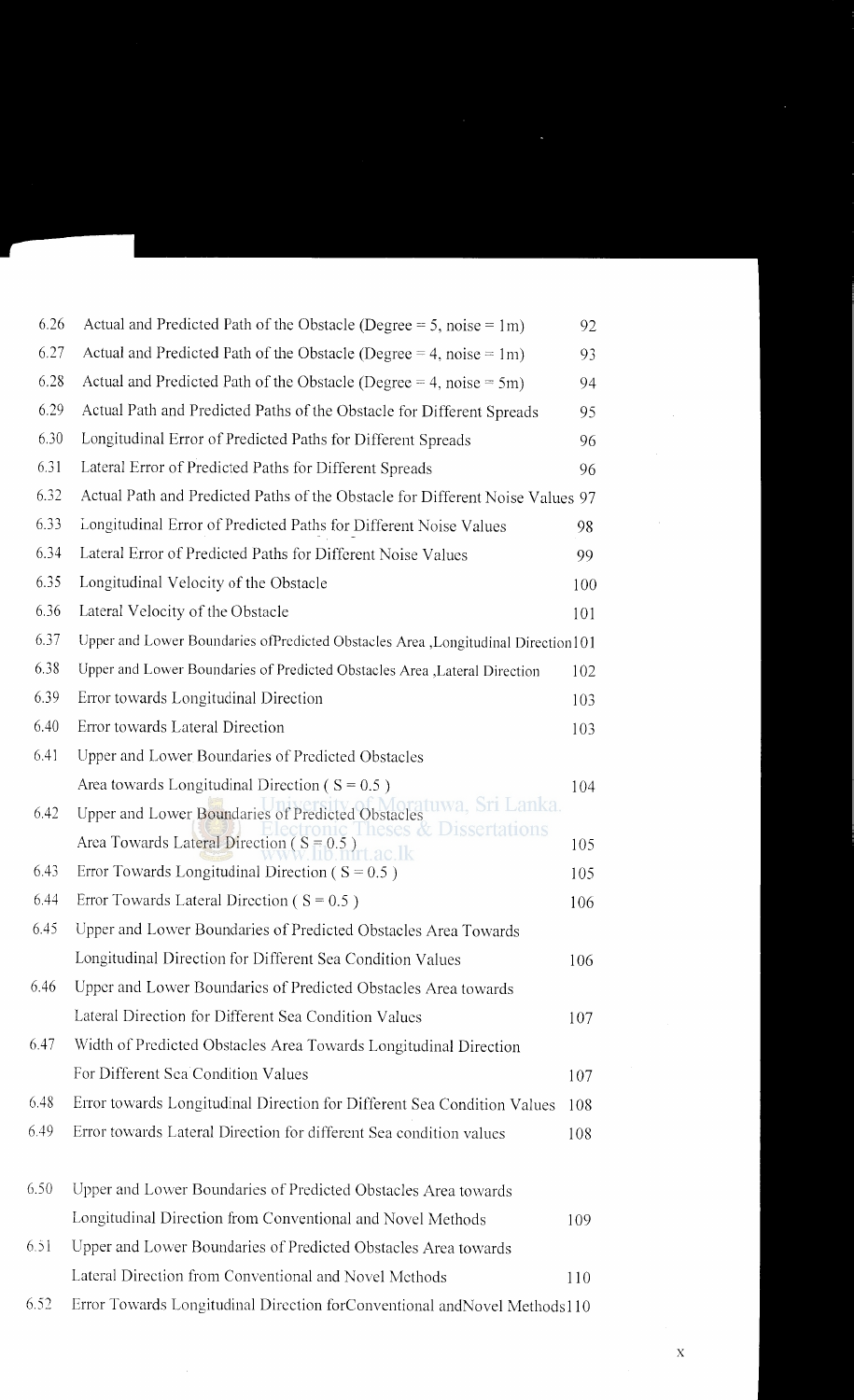| | | |
|---|---|---|
| 6.26 | Actual and Predicted Path of the Obstacle (Degree = 5, noise = 1m) | 92 |
| 6.27 | Actual and Predicted Path of the Obstacle (Degree = 4, noise = 1m) | 93 |
| 6.28 | Actual and Predicted Path of the Obstacle (Degree = 4, noise = 5m) | 94 |
| 6.29 | Actual Path and Predicted Paths of the Obstacle for Different Spreads | 95 |
| 6.30 | Longitudinal Error of Predicted Paths for Different Spreads | 96 |
| 6.31 | Lateral Error of Predicted Paths for Different Spreads | 96 |
| 6.32 | Actual Path and Predicted Paths of the Obstacle for Different Noise Values | 97 |
| 6.33 | Longitudinal Error of Predicted Paths for Different Noise Values | 98 |
| 6.34 | Lateral Error of Predicted Paths for Different Noise Values | 99 |
| 6.35 | Longitudinal Velocity of the Obstacle | 100 |
| 6.36 | Lateral Velocity of the Obstacle | 101 |
| 6.37 | Upper and Lower Boundaries ofPredicted Obstacles Area ,Longitudinal Direction | 101 |
| 6.38 | Upper and Lower Boundaries of Predicted Obstacles Area ,Lateral Direction | 102 |
| 6.39 | Error towards Longitudinal Direction | 103 |
| 6.40 | Error towards Lateral Direction | 103 |
| 6.41 | Upper and Lower Boundaries of Predicted Obstacles Area towards Longitudinal Direction ( S = 0.5 ) | 104 |
| 6.42 | Upper and Lower Boundaries of Predicted Obstacles Area Towards Lateral Direction ( S = 0.5 ) | 105 |
| 6.43 | Error Towards Longitudinal Direction ( S = 0.5 ) | 105 |
| 6.44 | Error Towards Lateral Direction ( S = 0.5 ) | 106 |
| 6.45 | Upper and Lower Boundaries of Predicted Obstacles Area Towards Longitudinal Direction for Different Sea Condition Values | 106 |
| 6.46 | Upper and Lower Boundaries of Predicted Obstacles Area towards Lateral Direction for Different Sea Condition Values | 107 |
| 6.47 | Width of Predicted Obstacles Area Towards Longitudinal Direction For Different Sea Condition Values | 107 |
| 6.48 | Error towards Longitudinal Direction for Different Sea Condition Values | 108 |
| 6.49 | Error towards Lateral Direction for different Sea condition values | 108 |
| 6.50 | Upper and Lower Boundaries of Predicted Obstacles Area towards Longitudinal Direction from Conventional and Novel Methods | 109 |
| 6.51 | Upper and Lower Boundaries of Predicted Obstacles Area towards Lateral Direction from Conventional and Novel Methods | 110 |
| 6.52 | Error Towards Longitudinal Direction forConventional andNovel Methods | 110 |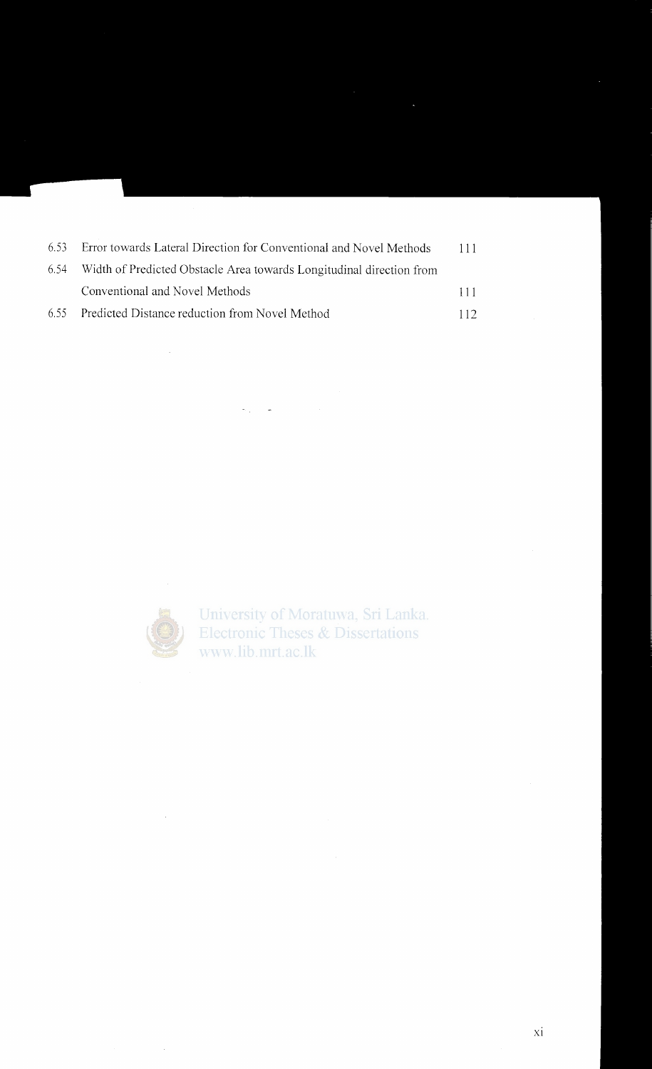| | | |
|---|---|---|
| 6.53 | Error towards Lateral Direction for Conventional and Novel Methods | 111 |
| 6.54 | Width of Predicted Obstacle Area towards Longitudinal direction from Conventional and Novel Methods | 111 |
| 6.55 | Predicted Distance reduction from Novel Method | 112 |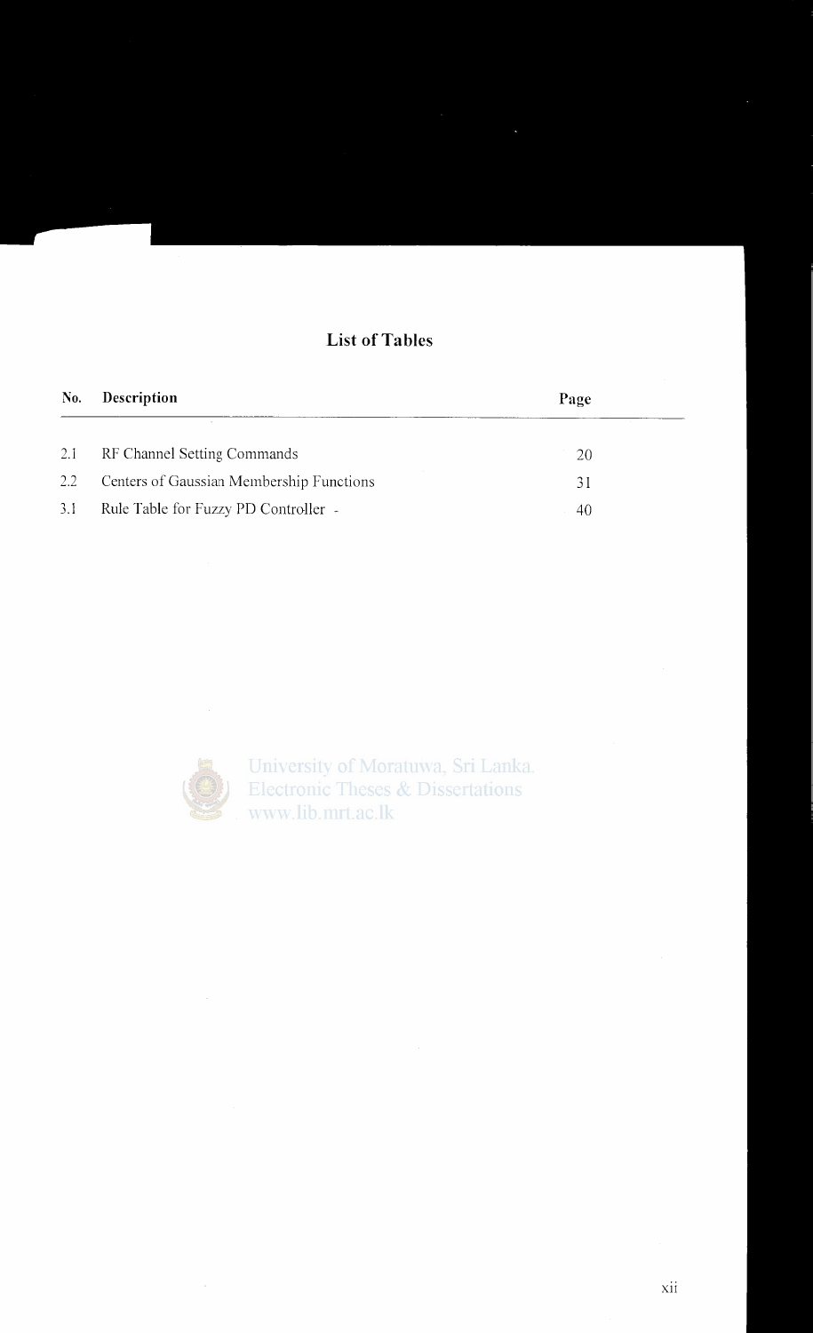## List of Tables

| No. | Description | Page |
|---|---|---|
| 2.1 | RF Channel Setting Commands | 20 |
| 2.2 | Centers of Gaussian Membership Functions | 31 |
| 3.1 | Rule Table for Fuzzy PD Controller | 40 |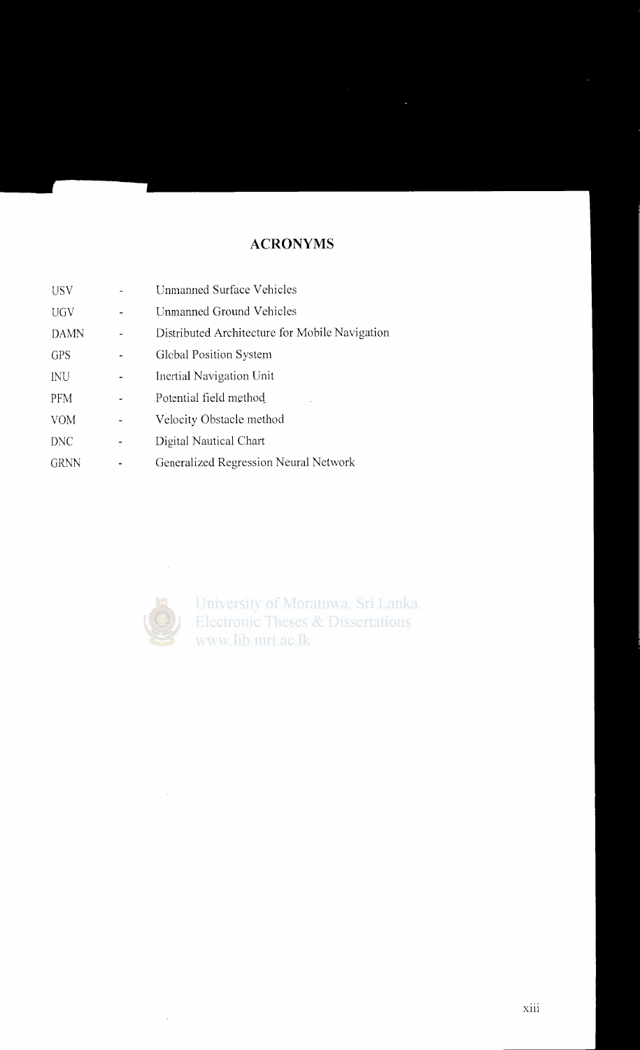# ACRONYMS

| | | |
|---|---|---|
| USV | - | Unmanned Surface Vehicles |
| UGV | - | Unmanned Ground Vehicles |
| DAMN | - | Distributed Architecture for Mobile Navigation |
| GPS | - | Global Position System |
| INU | - | Inertial Navigation Unit |
| PFM | - | Potential field method |
| VOM | - | Velocity Obstacle method |
| DNC | - | Digital Nautical Chart |
| GRNN | - | Generalized Regression Neural Network |